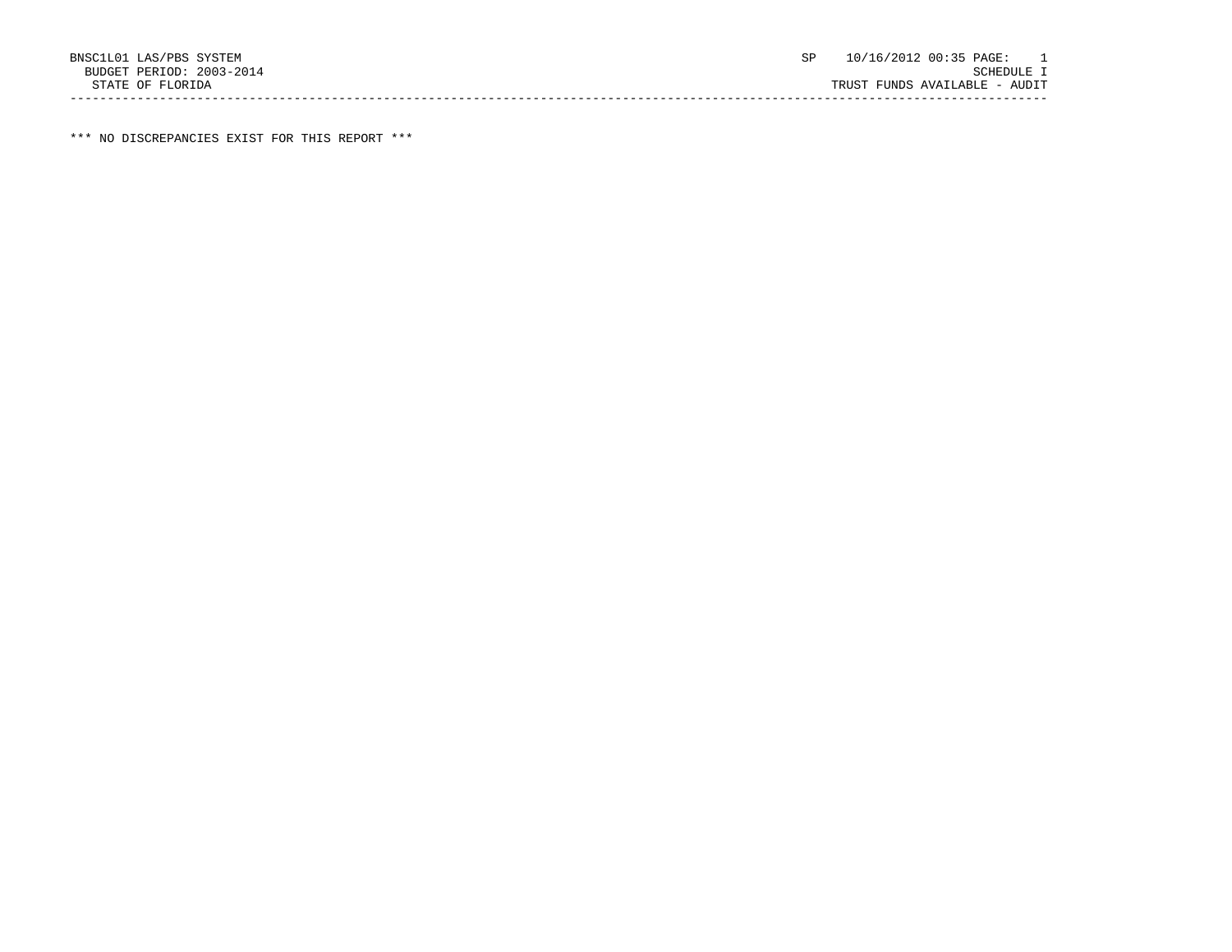BNSC1L01 LAS/PBS SYSTEM SP 10/16/2012 00:35 PAGE: 1
BUDGET PERIOD: 2003-2014 SCHEDULE I
STATE OF FLORIDA TRUST FUNDS AVAILABLE - AUDIT

---

*** NO DISCREPANCIES EXIST FOR THIS REPORT ***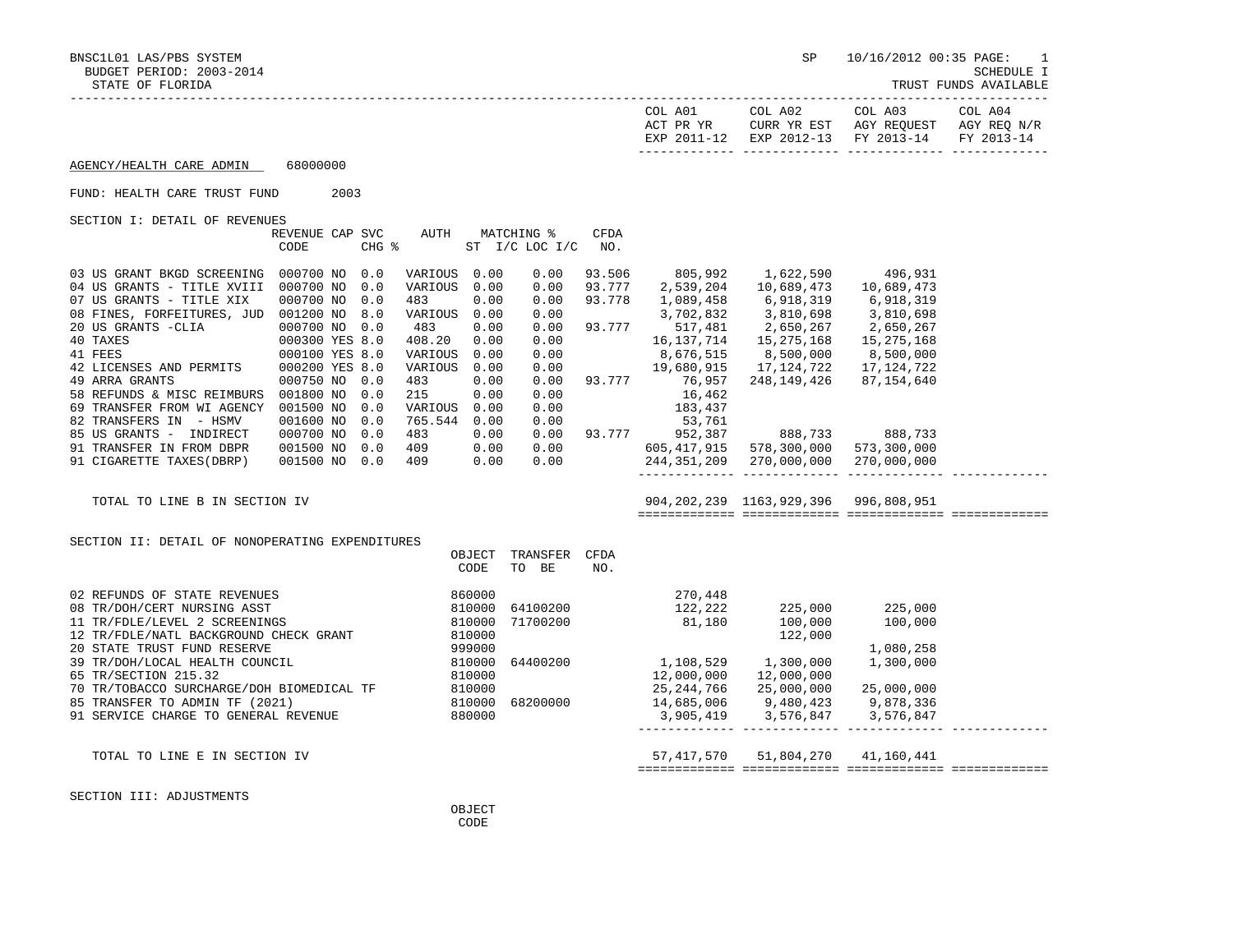BNSC1L01 LAS/PBS SYSTEM SP 10/16/2012 00:35 PAGE: 1

BUDGET PERIOD: 2003-2014 SCHEDULE I

STATE OF FLORIDA TRUST FUNDS AVAILABLE

AGENCY/HEALTH CARE ADMIN 68000000

FUND: HEALTH CARE TRUST FUND 2003

SECTION I: DETAIL OF REVENUES

| | REVENUE CODE | CAP | SVC CHG % | AUTH | MATCHING % ST | I/C LOC I/C | CFDA NO. | COL A01 ACT PR YR EXP 2011-12 | COL A02 CURR YR EST EXP 2012-13 | COL A03 AGY REQUEST FY 2013-14 | COL A04 AGY REQ N/R FY 2013-14 |
|---|---|---|---|---|---|---|---|---|---|---|---|
| 03 US GRANT BKGD SCREENING | 000700 | NO | 0.0 | VARIOUS | 0.00 | 0.00 | 93.506 | 805,992 | 1,622,590 | 496,931 | |
| 04 US GRANTS - TITLE XVIII | 000700 | NO | 0.0 | VARIOUS | 0.00 | 0.00 | 93.777 | 2,539,204 | 10,689,473 | 10,689,473 | |
| 07 US GRANTS - TITLE XIX | 000700 | NO | 0.0 | 483 | 0.00 | 0.00 | 93.778 | 1,089,458 | 6,918,319 | 6,918,319 | |
| 08 FINES, FORFEITURES, JUD | 001200 | NO | 8.0 | VARIOUS | 0.00 | 0.00 | | 3,702,832 | 3,810,698 | 3,810,698 | |
| 20 US GRANTS -CLIA | 000700 | NO | 0.0 | 483 | 0.00 | 0.00 | 93.777 | 517,481 | 2,650,267 | 2,650,267 | |
| 40 TAXES | 000300 | YES | 8.0 | 408.20 | 0.00 | 0.00 | | 16,137,714 | 15,275,168 | 15,275,168 | |
| 41 FEES | 000100 | YES | 8.0 | VARIOUS | 0.00 | 0.00 | | 8,676,515 | 8,500,000 | 8,500,000 | |
| 42 LICENSES AND PERMITS | 000200 | YES | 8.0 | VARIOUS | 0.00 | 0.00 | | 19,680,915 | 17,124,722 | 17,124,722 | |
| 49 ARRA GRANTS | 000750 | NO | 0.0 | 483 | 0.00 | 0.00 | 93.777 | 76,957 | 248,149,426 | 87,154,640 | |
| 58 REFUNDS & MISC REIMBURS | 001800 | NO | 0.0 | 215 | 0.00 | 0.00 | | 16,462 | | | |
| 69 TRANSFER FROM WI AGENCY | 001500 | NO | 0.0 | VARIOUS | 0.00 | 0.00 | | 183,437 | | | |
| 82 TRANSFERS IN - HSMV | 001600 | NO | 0.0 | 765.544 | 0.00 | 0.00 | | 53,761 | | | |
| 85 US GRANTS - INDIRECT | 000700 | NO | 0.0 | 483 | 0.00 | 0.00 | 93.777 | 952,387 | 888,733 | 888,733 | |
| 91 TRANSFER IN FROM DBPR | 001500 | NO | 0.0 | 409 | 0.00 | 0.00 | | 605,417,915 | 578,300,000 | 573,300,000 | |
| 91 CIGARETTE TAXES(DBRP) | 001500 | NO | 0.0 | 409 | 0.00 | 0.00 | | 244,351,209 | 270,000,000 | 270,000,000 | |
| TOTAL TO LINE B IN SECTION IV | | | | | | | | 904,202,239 | 1163,929,396 | 996,808,951 | |

SECTION II: DETAIL OF NONOPERATING EXPENDITURES

| | OBJECT CODE | TRANSFER TO BE | CFDA NO. | COL A01 | COL A02 | COL A03 | COL A04 |
|---|---|---|---|---|---|---|---|
| 02 REFUNDS OF STATE REVENUES | 860000 | | | 270,448 | | | |
| 08 TR/DOH/CERT NURSING ASST | 810000 | 64100200 | | 122,222 | 225,000 | 225,000 | |
| 11 TR/FDLE/LEVEL 2 SCREENINGS | 810000 | 71700200 | | 81,180 | 100,000 | 100,000 | |
| 12 TR/FDLE/NATL BACKGROUND CHECK GRANT | 810000 | | | | 122,000 | | |
| 20 STATE TRUST FUND RESERVE | 999000 | | | | | 1,080,258 | |
| 39 TR/DOH/LOCAL HEALTH COUNCIL | 810000 | 64400200 | | 1,108,529 | 1,300,000 | 1,300,000 | |
| 65 TR/SECTION 215.32 | 810000 | | | 12,000,000 | 12,000,000 | | |
| 70 TR/TOBACCO SURCHARGE/DOH BIOMEDICAL TF | 810000 | | | 25,244,766 | 25,000,000 | 25,000,000 | |
| 85 TRANSFER TO ADMIN TF (2021) | 810000 | 68200000 | | 14,685,006 | 9,480,423 | 9,878,336 | |
| 91 SERVICE CHARGE TO GENERAL REVENUE | 880000 | | | 3,905,419 | 3,576,847 | 3,576,847 | |
| TOTAL TO LINE E IN SECTION IV | | | | 57,417,570 | 51,804,270 | 41,160,441 | |

SECTION III: ADJUSTMENTS

OBJECT CODE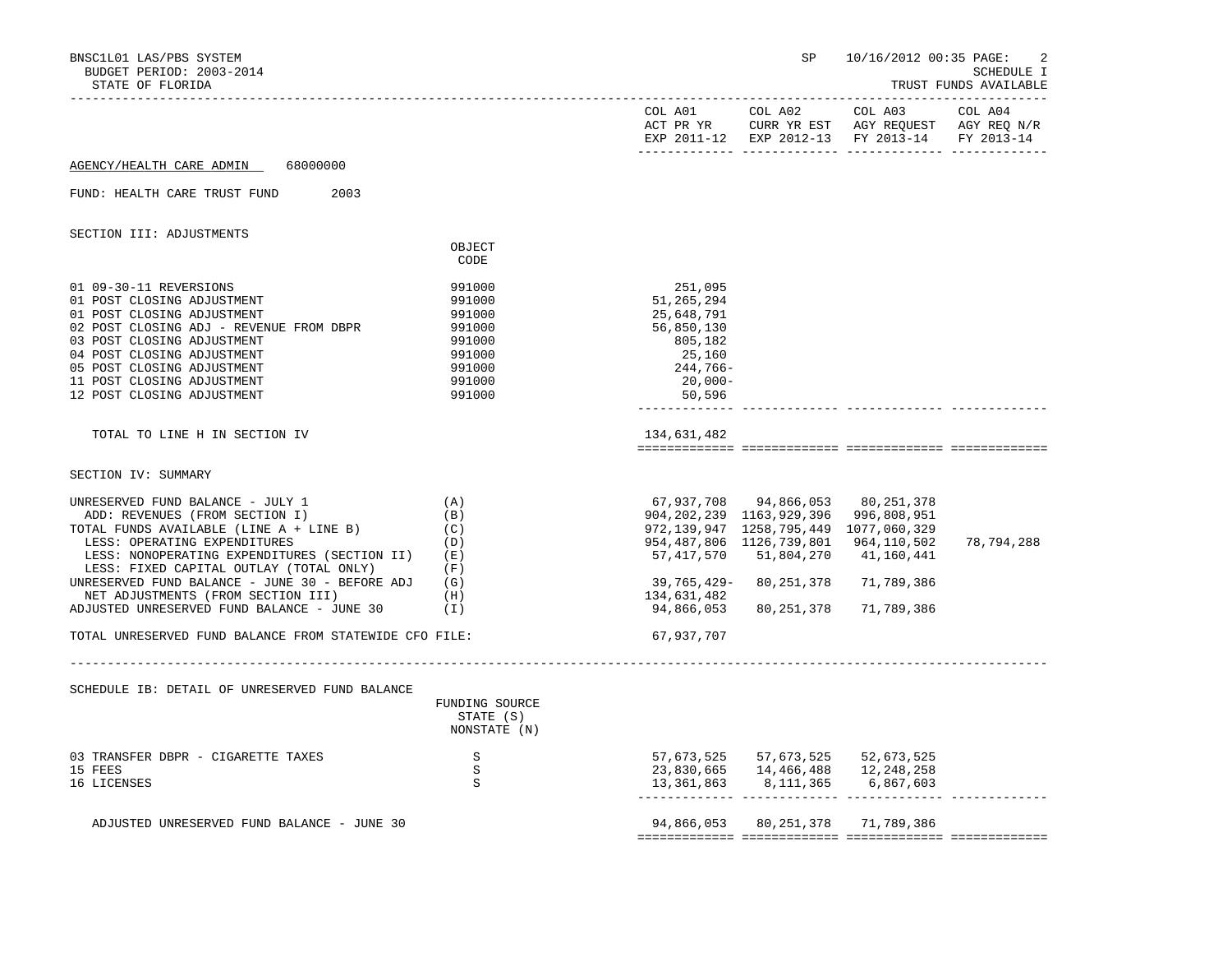BNSC1L01 LAS/PBS SYSTEM SP 10/16/2012 00:35

BUDGET PERIOD: 2003-2014 SCHEDULE I

STATE OF FLORIDA TRUST FUNDS AVAILABLE

AGENCY/HEALTH CARE ADMIN 68000000

FUND: HEALTH CARE TRUST FUND 2003

## SECTION III: ADJUSTMENTS

| | OBJECT CODE | COL A01 ACT PR YR EXP 2011-12 | COL A02 CURR YR EST EXP 2012-13 | COL A03 AGY REQUEST FY 2013-14 | COL A04 AGY REQ N/R FY 2013-14 |
|---|---|---|---|---|---|
| 01 09-30-11 REVERSIONS | 991000 | 251,095 | | | |
| 01 POST CLOSING ADJUSTMENT | 991000 | 51,265,294 | | | |
| 01 POST CLOSING ADJUSTMENT | 991000 | 25,648,791 | | | |
| 02 POST CLOSING ADJ - REVENUE FROM DBPR | 991000 | 56,850,130 | | | |
| 03 POST CLOSING ADJUSTMENT | 991000 | 805,182 | | | |
| 04 POST CLOSING ADJUSTMENT | 991000 | 25,160 | | | |
| 05 POST CLOSING ADJUSTMENT | 991000 | 244,766- | | | |
| 11 POST CLOSING ADJUSTMENT | 991000 | 20,000- | | | |
| 12 POST CLOSING ADJUSTMENT | 991000 | 50,596 | | | |
| TOTAL TO LINE H IN SECTION IV | | 134,631,482 | | | |

## SECTION IV: SUMMARY

| | | COL A01 ACT PR YR EXP 2011-12 | COL A02 CURR YR EST EXP 2012-13 | COL A03 AGY REQUEST FY 2013-14 | COL A04 AGY REQ N/R FY 2013-14 |
|---|---|---|---|---|---|
| UNRESERVED FUND BALANCE - JULY 1 | (A) | 67,937,708 | 94,866,053 | 80,251,378 | |
| ADD: REVENUES (FROM SECTION I) | (B) | 904,202,239 | 1163,929,396 | 996,808,951 | |
| TOTAL FUNDS AVAILABLE (LINE A + LINE B) | (C) | 972,139,947 | 1258,795,449 | 1077,060,329 | |
| LESS: OPERATING EXPENDITURES | (D) | 954,487,806 | 1126,739,801 | 964,110,502 | 78,794,288 |
| LESS: NONOPERATING EXPENDITURES (SECTION II) | (E) | 57,417,570 | 51,804,270 | 41,160,441 | |
| LESS: FIXED CAPITAL OUTLAY (TOTAL ONLY) | (F) | | | | |
| UNRESERVED FUND BALANCE - JUNE 30 - BEFORE ADJ | (G) | 39,765,429- | 80,251,378 | 71,789,386 | |
| NET ADJUSTMENTS (FROM SECTION III) | (H) | 134,631,482 | | | |
| ADJUSTED UNRESERVED FUND BALANCE - JUNE 30 | (I) | 94,866,053 | 80,251,378 | 71,789,386 | |
| TOTAL UNRESERVED FUND BALANCE FROM STATEWIDE CFO FILE: | | 67,937,707 | | | |

## SCHEDULE IB: DETAIL OF UNRESERVED FUND BALANCE

| | FUNDING SOURCE STATE (S) NONSTATE (N) | COL A01 ACT PR YR EXP 2011-12 | COL A02 CURR YR EST EXP 2012-13 | COL A03 AGY REQUEST FY 2013-14 | COL A04 AGY REQ N/R FY 2013-14 |
|---|---|---|---|---|---|
| 03 TRANSFER DBPR - CIGARETTE TAXES | S | 57,673,525 | 57,673,525 | 52,673,525 | |
| 15 FEES | S | 23,830,665 | 14,466,488 | 12,248,258 | |
| 16 LICENSES | S | 13,361,863 | 8,111,365 | 6,867,603 | |
| ADJUSTED UNRESERVED FUND BALANCE - JUNE 30 | | 94,866,053 | 80,251,378 | 71,789,386 | |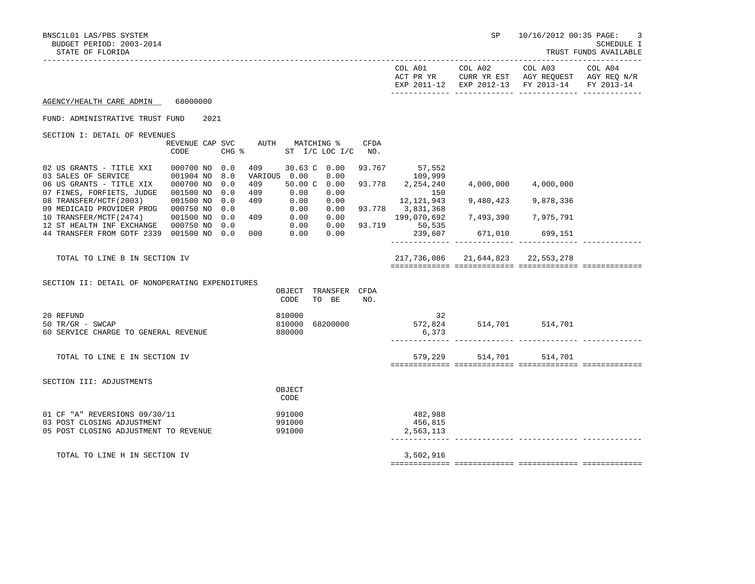BNSC1L01 LAS/PBS SYSTEM
BUDGET PERIOD: 2003-2014
STATE OF FLORIDA

SP 10/16/2012 00:35

SCHEDULE I
TRUST FUNDS AVAILABLE

AGENCY/HEALTH CARE ADMIN 68000000

FUND: ADMINISTRATIVE TRUST FUND 2021

## SECTION I: DETAIL OF REVENUES

| | REVENUE CODE | CAP | SVC CHG % | AUTH | MATCHING % ST | I/C LOC I/C | CFDA NO. | COL A01 ACT PR YR EXP 2011-12 | COL A02 CURR YR EST EXP 2012-13 | COL A03 AGY REQUEST FY 2013-14 | COL A04 AGY REQ N/R FY 2013-14 |
|---|---|---|---|---|---|---|---|---|---|---|---|
| 02 US GRANTS - TITLE XXI | 000700 | NO | 0.0 | 409 | 30.63 C | 0.00 | 93.767 | 57,552 | | | |
| 03 SALES OF SERVICE | 001904 | NO | 8.0 | VARIOUS | 0.00 | 0.00 | | 109,999 | | | |
| 06 US GRANTS - TITLE XIX | 000700 | NO | 0.0 | 409 | 50.00 C | 0.00 | 93.778 | 2,254,240 | 4,000,000 | 4,000,000 | |
| 07 FINES, FORFIETS, JUDGE | 001500 | NO | 0.0 | 409 | 0.00 | 0.00 | | 150 | | | |
| 08 TRANSFER/HCTF(2003) | 001500 | NO | 0.0 | 409 | 0.00 | 0.00 | | 12,121,943 | 9,480,423 | 9,878,336 | |
| 09 MEDICAID PROVIDER PROG | 000750 | NO | 0.0 | | 0.00 | 0.00 | 93.778 | 3,831,368 | | | |
| 10 TRANSFER/MCTF(2474) | 001500 | NO | 0.0 | 409 | 0.00 | 0.00 | | 199,070,692 | 7,493,390 | 7,975,791 | |
| 12 ST HEALTH INF EXCHANGE | 000750 | NO | 0.0 | | 0.00 | 0.00 | 93.719 | 50,535 | | | |
| 44 TRANSFER FROM GDTF 2339 | 001500 | NO | 0.0 | 000 | 0.00 | 0.00 | | 239,607 | 671,010 | 699,151 | |
| TOTAL TO LINE B IN SECTION IV | | | | | | | | 217,736,086 | 21,644,823 | 22,553,278 | |

## SECTION II: DETAIL OF NONOPERATING EXPENDITURES

| | OBJECT CODE | TRANSFER TO BE | CFDA NO. | COL A01 | COL A02 | COL A03 | COL A04 |
|---|---|---|---|---|---|---|---|
| 20 REFUND | 810000 | | | 32 | | | |
| 50 TR/GR - SWCAP | 810000 | 68200000 | | 572,824 | 514,701 | 514,701 | |
| 60 SERVICE CHARGE TO GENERAL REVENUE | 880000 | | | 6,373 | | | |
| TOTAL TO LINE E IN SECTION IV | | | | 579,229 | 514,701 | 514,701 | |

## SECTION III: ADJUSTMENTS

| | OBJECT CODE | COL A01 | COL A02 | COL A03 | COL A04 |
|---|---|---|---|---|---|
| 01 CF "A" REVERSIONS 09/30/11 | 991000 | 482,988 | | | |
| 03 POST CLOSING ADJUSTMENT | 991000 | 456,815 | | | |
| 05 POST CLOSING ADJUSTMENT TO REVENUE | 991000 | 2,563,113 | | | |
| TOTAL TO LINE H IN SECTION IV | | 3,502,916 | | | |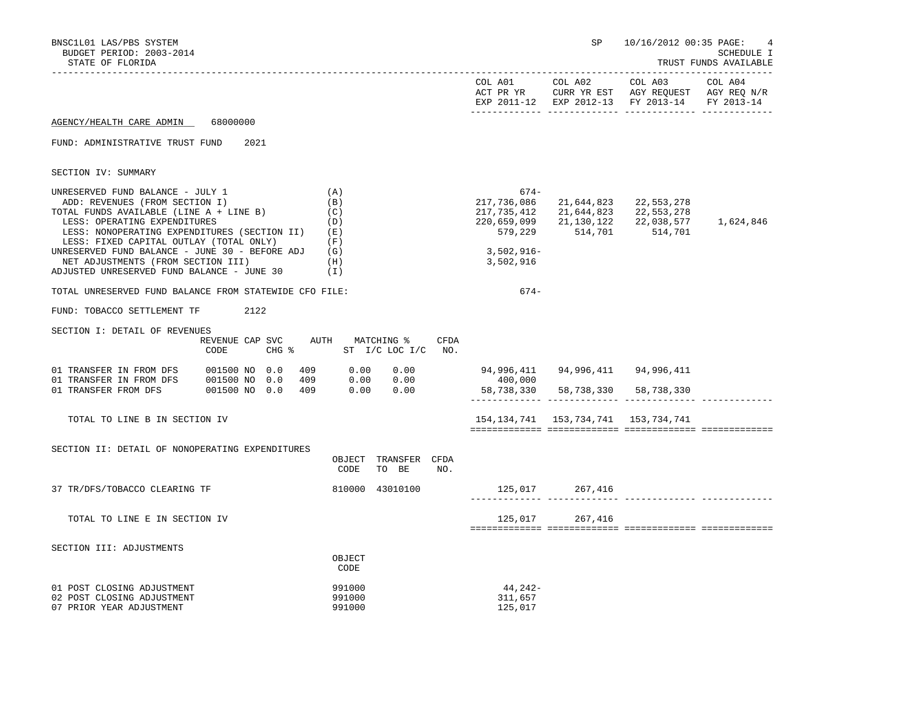BNSC1L01 LAS/PBS SYSTEM
BUDGET PERIOD: 2003-2014
STATE OF FLORIDA

SP 10/16/2012 00:35 PAGE: 4
SCHEDULE I
TRUST FUNDS AVAILABLE

| | COL A01 ACT PR YR EXP 2011-12 | COL A02 CURR YR EST EXP 2012-13 | COL A03 AGY REQUEST FY 2013-14 | COL A04 AGY REQ N/R FY 2013-14 |
|---|---|---|---|---|

AGENCY/HEALTH CARE ADMIN 68000000

FUND: ADMINISTRATIVE TRUST FUND 2021

SECTION IV: SUMMARY

| | | COL A01 | COL A02 | COL A03 | COL A04 |
|---|---|---|---|---|---|
| UNRESERVED FUND BALANCE - JULY 1 | (A) | 674- | | | |
| ADD: REVENUES (FROM SECTION I) | (B) | 217,736,086 | 21,644,823 | 22,553,278 | |
| TOTAL FUNDS AVAILABLE (LINE A + LINE B) | (C) | 217,735,412 | 21,644,823 | 22,553,278 | |
| LESS: OPERATING EXPENDITURES | (D) | 220,659,099 | 21,130,122 | 22,038,577 | 1,624,846 |
| LESS: NONOPERATING EXPENDITURES (SECTION II) | (E) | 579,229 | 514,701 | 514,701 | |
| LESS: FIXED CAPITAL OUTLAY (TOTAL ONLY) | (F) | | | | |
| UNRESERVED FUND BALANCE - JUNE 30 - BEFORE ADJ | (G) | 3,502,916- | | | |
| NET ADJUSTMENTS (FROM SECTION III) | (H) | 3,502,916 | | | |
| ADJUSTED UNRESERVED FUND BALANCE - JUNE 30 | (I) | | | | |

TOTAL UNRESERVED FUND BALANCE FROM STATEWIDE CFO FILE: 674-

FUND: TOBACCO SETTLEMENT TF 2122

SECTION I: DETAIL OF REVENUES

| | REVENUE CODE | CAP SVC CHG % | | AUTH ST | MATCHING % I/C | LOC I/C | CFDA NO. | COL A01 | COL A02 | COL A03 | COL A04 |
|---|---|---|---|---|---|---|---|---|---|---|---|
| 01 TRANSFER IN FROM DFS | 001500 | NO | 0.0 | 409 | 0.00 | 0.00 | | 94,996,411 | 94,996,411 | 94,996,411 | |
| 01 TRANSFER IN FROM DFS | 001500 | NO | 0.0 | 409 | 0.00 | 0.00 | | 400,000 | | | |
| 01 TRANSFER FROM DFS | 001500 | NO | 0.0 | 409 | 0.00 | 0.00 | | 58,738,330 | 58,738,330 | 58,738,330 | |
| TOTAL TO LINE B IN SECTION IV | | | | | | | | 154,134,741 | 153,734,741 | 153,734,741 | |

SECTION II: DETAIL OF NONOPERATING EXPENDITURES

| | OBJECT CODE | TRANSFER TO BE | CFDA NO. | COL A01 | COL A02 | COL A03 | COL A04 |
|---|---|---|---|---|---|---|---|
| 37 TR/DFS/TOBACCO CLEARING TF | 810000 | 43010100 | | 125,017 | 267,416 | | |
| TOTAL TO LINE E IN SECTION IV | | | | 125,017 | 267,416 | | |

SECTION III: ADJUSTMENTS

| | OBJECT CODE | COL A01 | COL A02 | COL A03 | COL A04 |
|---|---|---|---|---|---|
| 01 POST CLOSING ADJUSTMENT | 991000 | 44,242- | | | |
| 02 POST CLOSING ADJUSTMENT | 991000 | 311,657 | | | |
| 07 PRIOR YEAR ADJUSTMENT | 991000 | 125,017 | | | |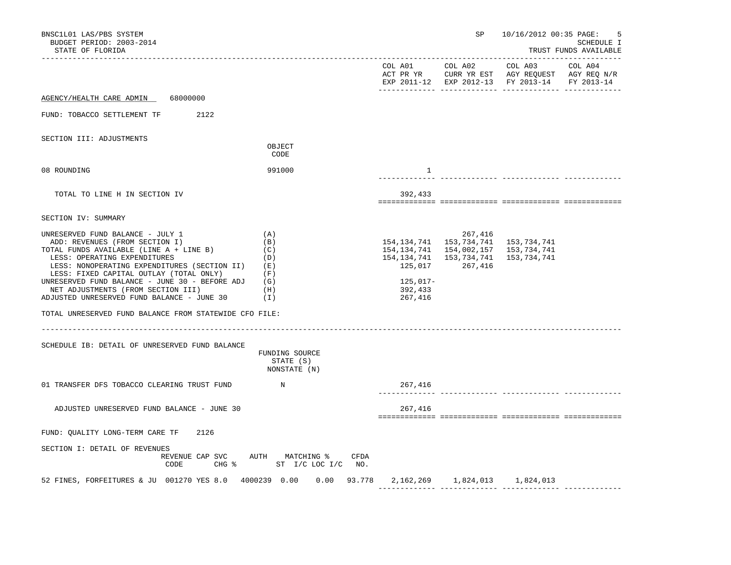BNSC1L01 LAS/PBS SYSTEM
BUDGET PERIOD: 2003-2014
STATE OF FLORIDA

SP 10/16/2012 00:35

SCHEDULE I
TRUST FUNDS AVAILABLE

| | | COL A01 ACT PR YR EXP 2011-12 | COL A02 CURR YR EST EXP 2012-13 | COL A03 AGY REQUEST FY 2013-14 | COL A04 AGY REQ N/R FY 2013-14 |
|---|---|---|---|---|---|

AGENCY/HEALTH CARE ADMIN 68000000

FUND: TOBACCO SETTLEMENT TF 2122

SECTION III: ADJUSTMENTS

| | OBJECT CODE | COL A01 | COL A02 | COL A03 | COL A04 |
|---|---|---|---|---|---|
| 08 ROUNDING | 991000 | 1 | | | |
| TOTAL TO LINE H IN SECTION IV | | 392,433 | | | |

SECTION IV: SUMMARY

| | | COL A01 | COL A02 | COL A03 | COL A04 |
|---|---|---|---|---|---|
| UNRESERVED FUND BALANCE - JULY 1 | (A) | | 267,416 | | |
| ADD: REVENUES (FROM SECTION I) | (B) | 154,134,741 | 153,734,741 | 153,734,741 | |
| TOTAL FUNDS AVAILABLE (LINE A + LINE B) | (C) | 154,134,741 | 154,002,157 | 153,734,741 | |
| LESS: OPERATING EXPENDITURES | (D) | 154,134,741 | 153,734,741 | 153,734,741 | |
| LESS: NONOPERATING EXPENDITURES (SECTION II) | (E) | 125,017 | 267,416 | | |
| LESS: FIXED CAPITAL OUTLAY (TOTAL ONLY) | (F) | | | | |
| UNRESERVED FUND BALANCE - JUNE 30 - BEFORE ADJ | (G) | 125,017- | | | |
| NET ADJUSTMENTS (FROM SECTION III) | (H) | 392,433 | | | |
| ADJUSTED UNRESERVED FUND BALANCE - JUNE 30 | (I) | 267,416 | | | |

TOTAL UNRESERVED FUND BALANCE FROM STATEWIDE CFO FILE:

SCHEDULE IB: DETAIL OF UNRESERVED FUND BALANCE

| | FUNDING SOURCE STATE (S) NONSTATE (N) | COL A01 | COL A02 | COL A03 | COL A04 |
|---|---|---|---|---|---|
| 01 TRANSFER DFS TOBACCO CLEARING TRUST FUND | N | 267,416 | | | |
| ADJUSTED UNRESERVED FUND BALANCE - JUNE 30 | | 267,416 | | | |

FUND: QUALITY LONG-TERM CARE TF 2126

SECTION I: DETAIL OF REVENUES

| | REVENUE CODE | CAP | SVC CHG % | AUTH | MATCHING % ST | I/C | LOC I/C | CFDA NO. | COL A01 | COL A02 | COL A03 | COL A04 |
|---|---|---|---|---|---|---|---|---|---|---|---|---|
| 52 FINES, FORFEITURES & JU | 001270 | YES | 8.0 | 4000239 | 0.00 | | 0.00 | 93.778 | 2,162,269 | 1,824,013 | 1,824,013 | |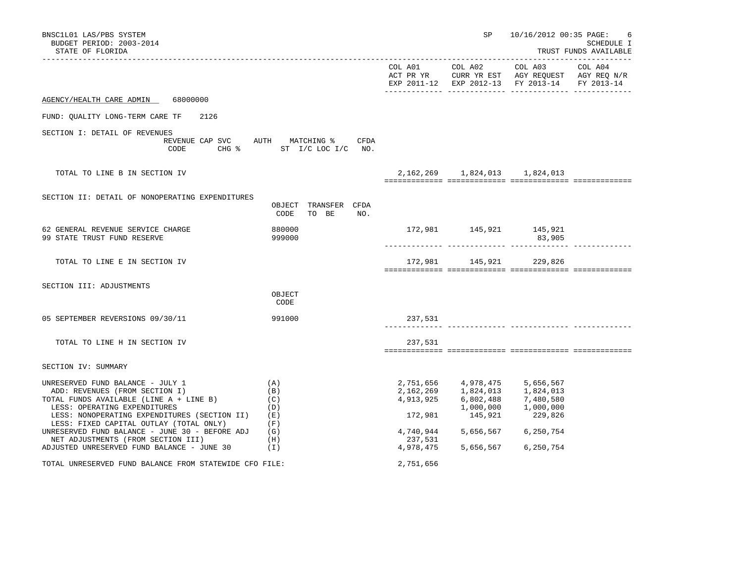BNSC1L01 LAS/PBS SYSTEM
BUDGET PERIOD: 2003-2014
STATE OF FLORIDA

SP 10/16/2012 00:35

SCHEDULE I
TRUST FUNDS AVAILABLE

AGENCY/HEALTH CARE ADMIN 68000000

FUND: QUALITY LONG-TERM CARE TF 2126

## SECTION I: DETAIL OF REVENUES

| | REVENUE CODE | CAP SVC CHG % | AUTH ST | MATCHING % I/C LOC I/C | CFDA NO. | COL A01 ACT PR YR EXP 2011-12 | COL A02 CURR YR EST EXP 2012-13 | COL A03 AGY REQUEST FY 2013-14 | COL A04 AGY REQ N/R FY 2013-14 |
|---|---|---|---|---|---|---|---|---|---|
| TOTAL TO LINE B IN SECTION IV | | | | | | 2,162,269 | 1,824,013 | 1,824,013 | |

## SECTION II: DETAIL OF NONOPERATING EXPENDITURES

| | OBJECT CODE | TRANSFER TO BE | CFDA NO. | COL A01 ACT PR YR EXP 2011-12 | COL A02 CURR YR EST EXP 2012-13 | COL A03 AGY REQUEST FY 2013-14 | COL A04 AGY REQ N/R FY 2013-14 |
|---|---|---|---|---|---|---|---|
| 62 GENERAL REVENUE SERVICE CHARGE | 880000 | | | 172,981 | 145,921 | 145,921 | |
| 99 STATE TRUST FUND RESERVE | 999000 | | | | | 83,905 | |
| TOTAL TO LINE E IN SECTION IV | | | | 172,981 | 145,921 | 229,826 | |

## SECTION III: ADJUSTMENTS

| | OBJECT CODE | COL A01 ACT PR YR EXP 2011-12 | COL A02 CURR YR EST EXP 2012-13 | COL A03 AGY REQUEST FY 2013-14 | COL A04 AGY REQ N/R FY 2013-14 |
|---|---|---|---|---|---|
| 05 SEPTEMBER REVERSIONS 09/30/11 | 991000 | 237,531 | | | |
| TOTAL TO LINE H IN SECTION IV | | 237,531 | | | |

## SECTION IV: SUMMARY

| | | COL A01 ACT PR YR EXP 2011-12 | COL A02 CURR YR EST EXP 2012-13 | COL A03 AGY REQUEST FY 2013-14 | COL A04 AGY REQ N/R FY 2013-14 |
|---|---|---|---|---|---|
| UNRESERVED FUND BALANCE - JULY 1 | (A) | 2,751,656 | 4,978,475 | 5,656,567 | |
| ADD: REVENUES (FROM SECTION I) | (B) | 2,162,269 | 1,824,013 | 1,824,013 | |
| TOTAL FUNDS AVAILABLE (LINE A + LINE B) | (C) | 4,913,925 | 6,802,488 | 7,480,580 | |
| LESS: OPERATING EXPENDITURES | (D) | | 1,000,000 | 1,000,000 | |
| LESS: NONOPERATING EXPENDITURES (SECTION II) | (E) | 172,981 | 145,921 | 229,826 | |
| LESS: FIXED CAPITAL OUTLAY (TOTAL ONLY) | (F) | | | | |
| UNRESERVED FUND BALANCE - JUNE 30 - BEFORE ADJ | (G) | 4,740,944 | 5,656,567 | 6,250,754 | |
| NET ADJUSTMENTS (FROM SECTION III) | (H) | 237,531 | | | |
| ADJUSTED UNRESERVED FUND BALANCE - JUNE 30 | (I) | 4,978,475 | 5,656,567 | 6,250,754 | |

TOTAL UNRESERVED FUND BALANCE FROM STATEWIDE CFO FILE: 2,751,656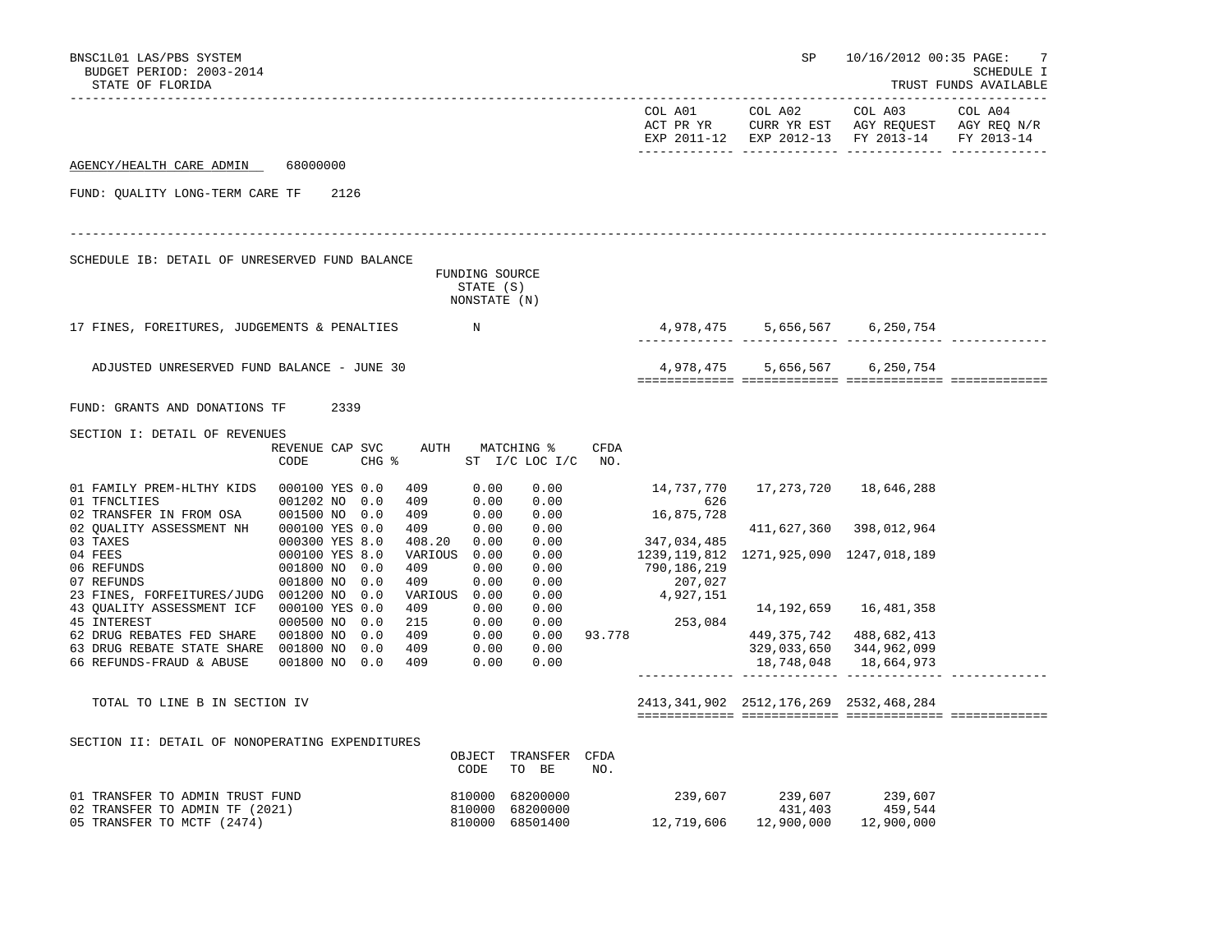AGENCY/HEALTH CARE ADMIN 68000000

FUND: QUALITY LONG-TERM CARE TF 2126

SCHEDULE IB: DETAIL OF UNRESERVED FUND BALANCE

| | FUNDING SOURCE STATE (S) NONSTATE (N) | COL A01 ACT PR YR EXP 2011-12 | COL A02 CURR YR EST EXP 2012-13 | COL A03 AGY REQUEST FY 2013-14 | COL A04 AGY REQ N/R FY 2013-14 |
|---|---|---|---|---|---|
| 17 FINES, FOREITURES, JUDGEMENTS & PENALTIES | N | 4,978,475 | 5,656,567 | 6,250,754 | |
| ADJUSTED UNRESERVED FUND BALANCE - JUNE 30 | | 4,978,475 | 5,656,567 | 6,250,754 | |

FUND: GRANTS AND DONATIONS TF 2339

SECTION I: DETAIL OF REVENUES

| | REVENUE CODE | CAP | SVC CHG % | AUTH ST | MATCHING % I/C | LOC I/C | CFDA NO. | COL A01 ACT PR YR EXP 2011-12 | COL A02 CURR YR EST EXP 2012-13 | COL A03 AGY REQUEST FY 2013-14 | COL A04 AGY REQ N/R FY 2013-14 |
|---|---|---|---|---|---|---|---|---|---|---|---|
| 01 FAMILY PREM-HLTHY KIDS | 000100 | YES | 0.0 | 409 | 0.00 | 0.00 | | 14,737,770 | 17,273,720 | 18,646,288 | |
| 01 TFNCLTIES | 001202 | NO | 0.0 | 409 | 0.00 | 0.00 | | 626 | | | |
| 02 TRANSFER IN FROM OSA | 001500 | NO | 0.0 | 409 | 0.00 | 0.00 | | 16,875,728 | | | |
| 02 QUALITY ASSESSMENT NH | 000100 | YES | 0.0 | 409 | 0.00 | 0.00 | | | 411,627,360 | 398,012,964 | |
| 03 TAXES | 000300 | YES | 8.0 | 408.20 | 0.00 | 0.00 | | 347,034,485 | | | |
| 04 FEES | 000100 | YES | 8.0 | VARIOUS | 0.00 | 0.00 | | 1239,119,812 | 1271,925,090 | 1247,018,189 | |
| 06 REFUNDS | 001800 | NO | 0.0 | 409 | 0.00 | 0.00 | | 790,186,219 | | | |
| 07 REFUNDS | 001800 | NO | 0.0 | 409 | 0.00 | 0.00 | | 207,027 | | | |
| 23 FINES, FORFEITURES/JUDG | 001200 | NO | 0.0 | VARIOUS | 0.00 | 0.00 | | 4,927,151 | | | |
| 43 QUALITY ASSESSMENT ICF | 000100 | YES | 0.0 | 409 | 0.00 | 0.00 | | | 14,192,659 | 16,481,358 | |
| 45 INTEREST | 000500 | NO | 0.0 | 215 | 0.00 | 0.00 | | 253,084 | | | |
| 62 DRUG REBATES FED SHARE | 001800 | NO | 0.0 | 409 | 0.00 | 0.00 | 93.778 | | 449,375,742 | 488,682,413 | |
| 63 DRUG REBATE STATE SHARE | 001800 | NO | 0.0 | 409 | 0.00 | 0.00 | | | 329,033,650 | 344,962,099 | |
| 66 REFUNDS-FRAUD & ABUSE | 001800 | NO | 0.0 | 409 | 0.00 | 0.00 | | | 18,748,048 | 18,664,973 | |
| TOTAL TO LINE B IN SECTION IV | | | | | | | | 2413,341,902 | 2512,176,269 | 2532,468,284 | |

SECTION II: DETAIL OF NONOPERATING EXPENDITURES

| | OBJECT CODE | TRANSFER TO BE | CFDA NO. | COL A01 ACT PR YR EXP 2011-12 | COL A02 CURR YR EST EXP 2012-13 | COL A03 AGY REQUEST FY 2013-14 | COL A04 AGY REQ N/R FY 2013-14 |
|---|---|---|---|---|---|---|---|
| 01 TRANSFER TO ADMIN TRUST FUND | 810000 | 68200000 | | 239,607 | 239,607 | 239,607 | |
| 02 TRANSFER TO ADMIN TF (2021) | 810000 | 68200000 | | | 431,403 | 459,544 | |
| 05 TRANSFER TO MCTF (2474) | 810000 | 68501400 | | 12,719,606 | 12,900,000 | 12,900,000 | |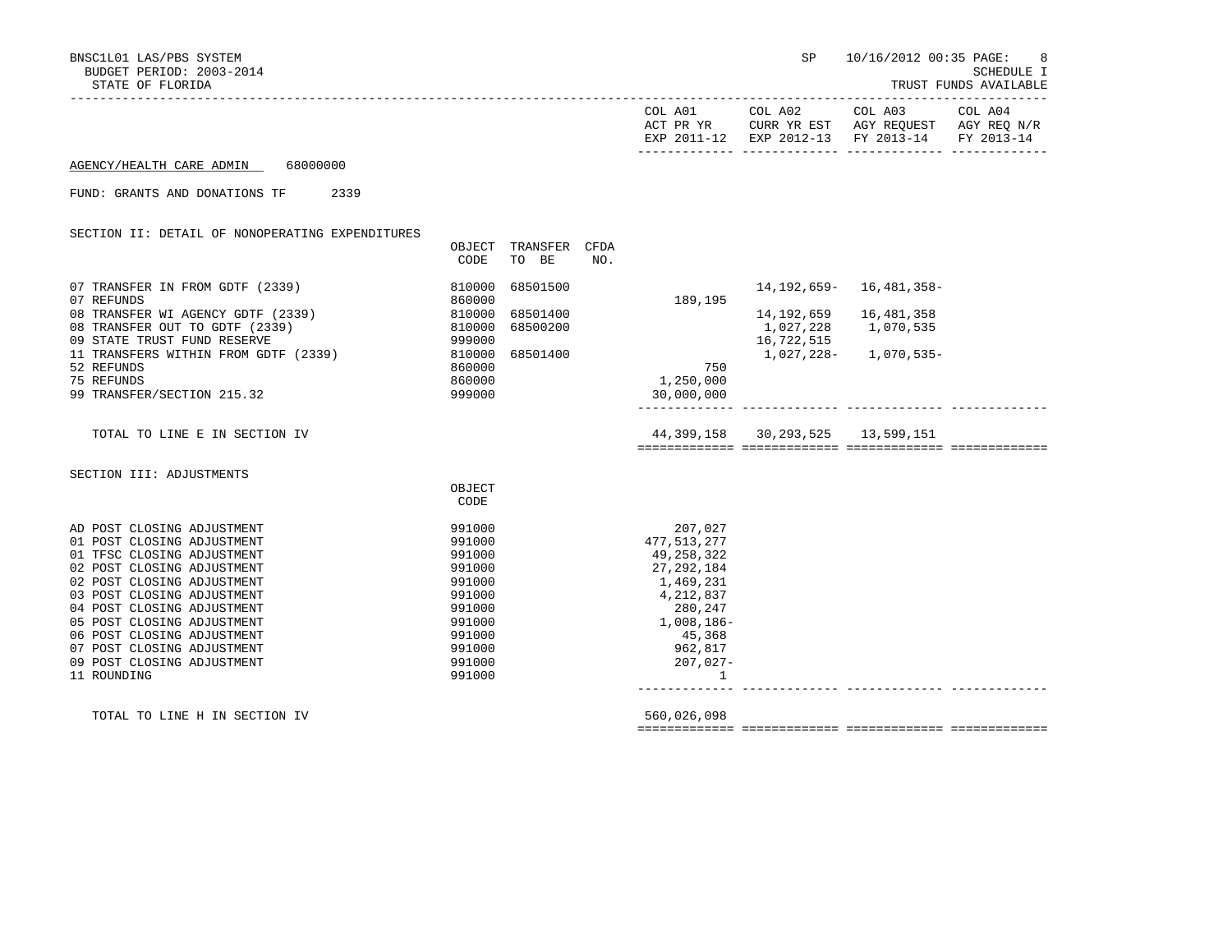BNSC1L01 LAS/PBS SYSTEM
BUDGET PERIOD: 2003-2014
STATE OF FLORIDA

SP 10/16/2012 00:35 PAGE: 8
SCHEDULE I
TRUST FUNDS AVAILABLE

AGENCY/HEALTH CARE ADMIN 68000000

FUND: GRANTS AND DONATIONS TF 2339

## SECTION II: DETAIL OF NONOPERATING EXPENDITURES

| | OBJECT CODE | TRANSFER TO BE | CFDA NO. | COL A01 ACT PR YR EXP 2011-12 | COL A02 CURR YR EST EXP 2012-13 | COL A03 AGY REQUEST FY 2013-14 | COL A04 AGY REQ N/R FY 2013-14 |
|---|---|---|---|---|---|---|---|
| 07 TRANSFER IN FROM GDTF (2339) | 810000 | 68501500 | | | 14,192,659- | 16,481,358- | |
| 07 REFUNDS | 860000 | | | 189,195 | | | |
| 08 TRANSFER WI AGENCY GDTF (2339) | 810000 | 68501400 | | | 14,192,659 | 16,481,358 | |
| 08 TRANSFER OUT TO GDTF (2339) | 810000 | 68500200 | | | 1,027,228 | 1,070,535 | |
| 09 STATE TRUST FUND RESERVE | 999000 | | | | 16,722,515 | | |
| 11 TRANSFERS WITHIN FROM GDTF (2339) | 810000 | 68501400 | | | 1,027,228- | 1,070,535- | |
| 52 REFUNDS | 860000 | | | 750 | | | |
| 75 REFUNDS | 860000 | | | 1,250,000 | | | |
| 99 TRANSFER/SECTION 215.32 | 999000 | | | 30,000,000 | | | |
| TOTAL TO LINE E IN SECTION IV | | | | 44,399,158 | 30,293,525 | 13,599,151 | |

## SECTION III: ADJUSTMENTS

| | OBJECT CODE | COL A01 | COL A02 | COL A03 | COL A04 |
|---|---|---|---|---|---|
| AD POST CLOSING ADJUSTMENT | 991000 | 207,027 | | | |
| 01 POST CLOSING ADJUSTMENT | 991000 | 477,513,277 | | | |
| 01 TFSC CLOSING ADJUSTMENT | 991000 | 49,258,322 | | | |
| 02 POST CLOSING ADJUSTMENT | 991000 | 27,292,184 | | | |
| 02 POST CLOSING ADJUSTMENT | 991000 | 1,469,231 | | | |
| 03 POST CLOSING ADJUSTMENT | 991000 | 4,212,837 | | | |
| 04 POST CLOSING ADJUSTMENT | 991000 | 280,247 | | | |
| 05 POST CLOSING ADJUSTMENT | 991000 | 1,008,186- | | | |
| 06 POST CLOSING ADJUSTMENT | 991000 | 45,368 | | | |
| 07 POST CLOSING ADJUSTMENT | 991000 | 962,817 | | | |
| 09 POST CLOSING ADJUSTMENT | 991000 | 207,027- | | | |
| 11 ROUNDING | 991000 | 1 | | | |
| TOTAL TO LINE H IN SECTION IV | | 560,026,098 | | | |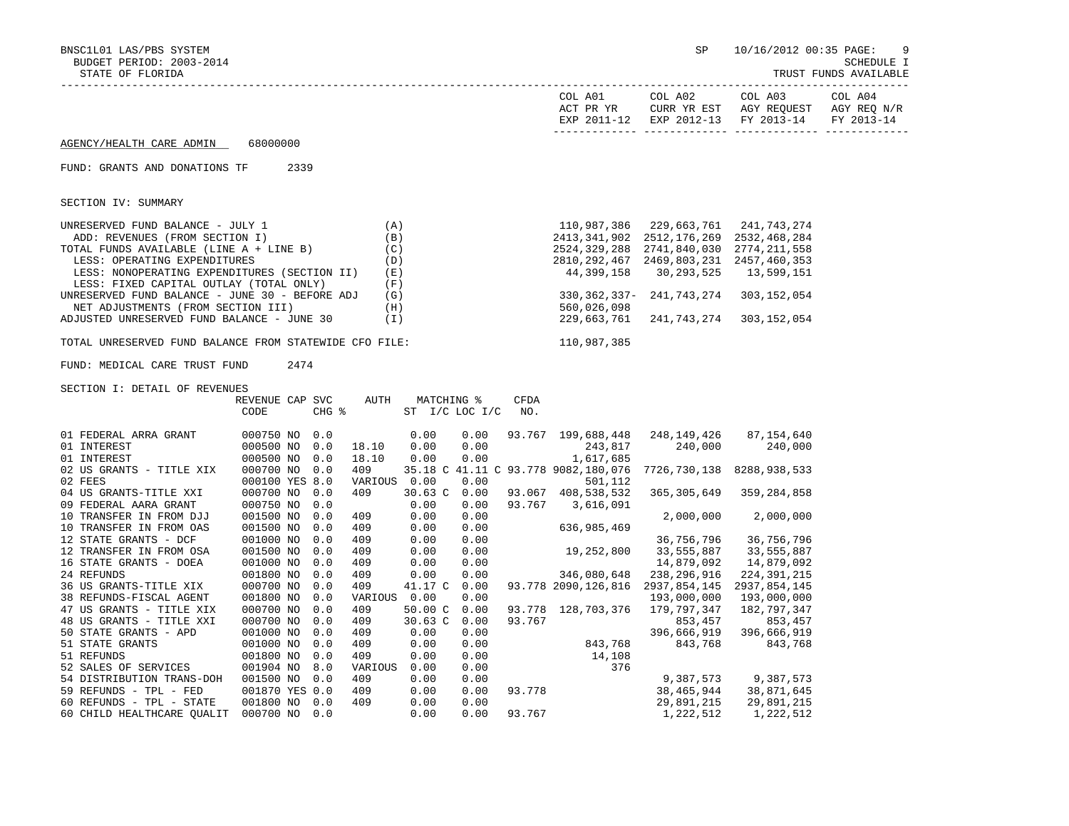AGENCY/HEALTH CARE ADMIN 68000000

FUND: GRANTS AND DONATIONS TF 2339

SECTION IV: SUMMARY

| | | COL A01 ACT PR YR EXP 2011-12 | COL A02 CURR YR EST EXP 2012-13 | COL A03 AGY REQUEST FY 2013-14 | COL A04 AGY REQ N/R FY 2013-14 |
|---|---|---|---|---|---|
| UNRESERVED FUND BALANCE - JULY 1 | (A) | 110,987,386 | 229,663,761 | 241,743,274 | |
| ADD: REVENUES (FROM SECTION I) | (B) | 2413,341,902 | 2512,176,269 | 2532,468,284 | |
| TOTAL FUNDS AVAILABLE (LINE A + LINE B) | (C) | 2524,329,288 | 2741,840,030 | 2774,211,558 | |
| LESS: OPERATING EXPENDITURES | (D) | 2810,292,467 | 2469,803,231 | 2457,460,353 | |
| LESS: NONOPERATING EXPENDITURES (SECTION II) | (E) | 44,399,158 | 30,293,525 | 13,599,151 | |
| LESS: FIXED CAPITAL OUTLAY (TOTAL ONLY) | (F) | | | | |
| UNRESERVED FUND BALANCE - JUNE 30 - BEFORE ADJ | (G) | 330,362,337- | 241,743,274 | 303,152,054 | |
| NET ADJUSTMENTS (FROM SECTION III) | (H) | 560,026,098 | | | |
| ADJUSTED UNRESERVED FUND BALANCE - JUNE 30 | (I) | 229,663,761 | 241,743,274 | 303,152,054 | |

TOTAL UNRESERVED FUND BALANCE FROM STATEWIDE CFO FILE: 110,987,385

FUND: MEDICAL CARE TRUST FUND 2474

SECTION I: DETAIL OF REVENUES

| | REVENUE CODE | CAP | SVC CHG % | AUTH | MATCHING % ST I/C | LOC I/C | CFDA NO. | COL A01 | COL A02 | COL A03 | COL A04 |
|---|---|---|---|---|---|---|---|---|---|---|---|
| 01 FEDERAL ARRA GRANT | 000750 | NO | 0.0 | | 0.00 | 0.00 | 93.767 | 199,688,448 | 248,149,426 | 87,154,640 | |
| 01 INTEREST | 000500 | NO | 0.0 | 18.10 | 0.00 | 0.00 | | 243,817 | 240,000 | 240,000 | |
| 01 INTEREST | 000500 | NO | 0.0 | 18.10 | 0.00 | 0.00 | | 1,617,685 | | | |
| 02 US GRANTS - TITLE XIX | 000700 | NO | 0.0 | 409 | 35.18 C | 41.11 C | 93.778 | 9082,180,076 | 7726,730,138 | 8288,938,533 | |
| 02 FEES | 000100 | YES | 8.0 | VARIOUS | 0.00 | 0.00 | | 501,112 | | | |
| 04 US GRANTS-TITLE XXI | 000700 | NO | 0.0 | 409 | 30.63 C | 0.00 | 93.067 | 408,538,532 | 365,305,649 | 359,284,858 | |
| 09 FEDERAL AARA GRANT | 000750 | NO | 0.0 | | 0.00 | 0.00 | 93.767 | 3,616,091 | | | |
| 10 TRANSFER IN FROM DJJ | 001500 | NO | 0.0 | 409 | 0.00 | 0.00 | | | 2,000,000 | 2,000,000 | |
| 10 TRANSFER IN FROM OAS | 001500 | NO | 0.0 | 409 | 0.00 | 0.00 | | 636,985,469 | | | |
| 12 STATE GRANTS - DCF | 001000 | NO | 0.0 | 409 | 0.00 | 0.00 | | | 36,756,796 | 36,756,796 | |
| 12 TRANSFER IN FROM OSA | 001500 | NO | 0.0 | 409 | 0.00 | 0.00 | | 19,252,800 | 33,555,887 | 33,555,887 | |
| 16 STATE GRANTS - DOEA | 001000 | NO | 0.0 | 409 | 0.00 | 0.00 | | | 14,879,092 | 14,879,092 | |
| 24 REFUNDS | 001800 | NO | 0.0 | 409 | 0.00 | 0.00 | | 346,080,648 | 238,296,916 | 224,391,215 | |
| 36 US GRANTS-TITLE XIX | 000700 | NO | 0.0 | 409 | 41.17 C | 0.00 | 93.778 | 2090,126,816 | 2937,854,145 | 2937,854,145 | |
| 38 REFUNDS-FISCAL AGENT | 001800 | NO | 0.0 | VARIOUS | 0.00 | 0.00 | | | 193,000,000 | 193,000,000 | |
| 47 US GRANTS - TITLE XIX | 000700 | NO | 0.0 | 409 | 50.00 C | 0.00 | 93.778 | 128,703,376 | 179,797,347 | 182,797,347 | |
| 48 US GRANTS - TITLE XXI | 000700 | NO | 0.0 | 409 | 30.63 C | 0.00 | 93.767 | | 853,457 | 853,457 | |
| 50 STATE GRANTS - APD | 001000 | NO | 0.0 | 409 | 0.00 | 0.00 | | | 396,666,919 | 396,666,919 | |
| 51 STATE GRANTS | 001000 | NO | 0.0 | 409 | 0.00 | 0.00 | | 843,768 | 843,768 | 843,768 | |
| 51 REFUNDS | 001800 | NO | 0.0 | 409 | 0.00 | 0.00 | | 14,108 | | | |
| 52 SALES OF SERVICES | 001904 | NO | 8.0 | VARIOUS | 0.00 | 0.00 | | 376 | | | |
| 54 DISTRIBUTION TRANS-DOH | 001500 | NO | 0.0 | 409 | 0.00 | 0.00 | | | 9,387,573 | 9,387,573 | |
| 59 REFUNDS - TPL - FED | 001870 | YES | 0.0 | 409 | 0.00 | 0.00 | 93.778 | | 38,465,944 | 38,871,645 | |
| 60 REFUNDS - TPL - STATE | 001800 | NO | 0.0 | 409 | 0.00 | 0.00 | | | 29,891,215 | 29,891,215 | |
| 60 CHILD HEALTHCARE QUALIT | 000700 | NO | 0.0 | | 0.00 | 0.00 | 93.767 | | 1,222,512 | 1,222,512 | |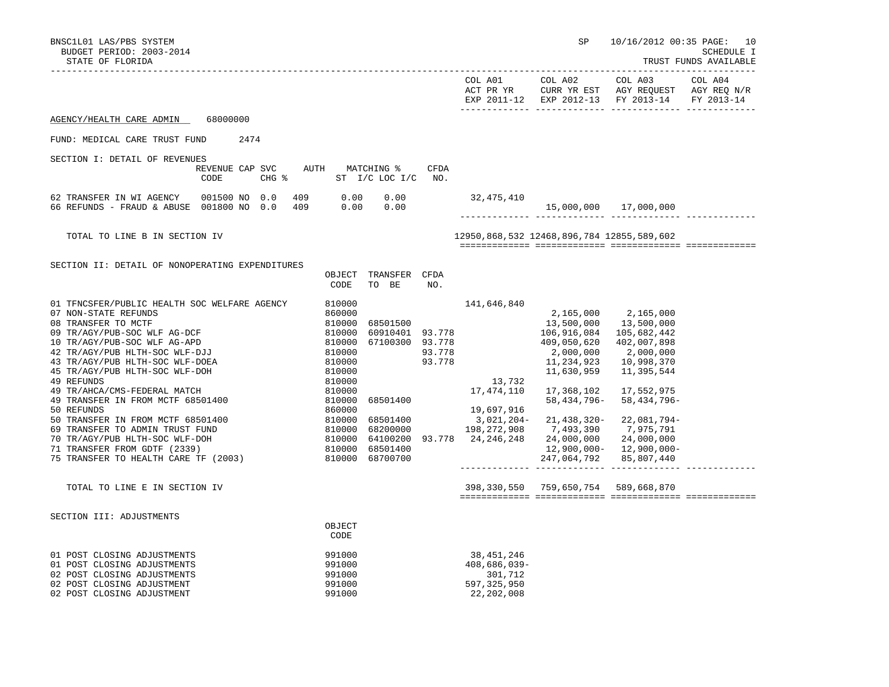BNSC1L01 LAS/PBS SYSTEM SP 10/16/2012 00:35 PAGE: 10
BUDGET PERIOD: 2003-2014 SCHEDULE I
STATE OF FLORIDA TRUST FUNDS AVAILABLE

| | COL A01 ACT PR YR EXP 2011-12 | COL A02 CURR YR EST EXP 2012-13 | COL A03 AGY REQUEST FY 2013-14 | COL A04 AGY REQ N/R FY 2013-14 |
|---|---|---|---|---|

AGENCY/HEALTH CARE ADMIN 68000000

FUND: MEDICAL CARE TRUST FUND 2474

SECTION I: DETAIL OF REVENUES

| | REVENUE CODE | CAP SVC CHG % | AUTH ST | MATCHING % I/C | LOC I/C | CFDA NO. | COL A01 | COL A02 | COL A03 | COL A04 |
|---|---|---|---|---|---|---|---|---|---|---|
| 62 TRANSFER IN WI AGENCY | 001500 | NO 0.0 | 409 | 0.00 | 0.00 | | 32,475,410 | | | |
| 66 REFUNDS - FRAUD & ABUSE | 001800 | NO 0.0 | 409 | 0.00 | 0.00 | | | 15,000,000 | 17,000,000 | |
| TOTAL TO LINE B IN SECTION IV | | | | | | | 12950,868,532 | 12468,896,784 | 12855,589,602 | |

SECTION II: DETAIL OF NONOPERATING EXPENDITURES

| | OBJECT CODE | TRANSFER TO BE | CFDA NO. | COL A01 | COL A02 | COL A03 | COL A04 |
|---|---|---|---|---|---|---|---|
| 01 TFNCSFER/PUBLIC HEALTH SOC WELFARE AGENCY | 810000 | | | 141,646,840 | | | |
| 07 NON-STATE REFUNDS | 860000 | | | | 2,165,000 | 2,165,000 | |
| 08 TRANSFER TO MCTF | 810000 | 68501500 | | | 13,500,000 | 13,500,000 | |
| 09 TR/AGY/PUB-SOC WLF AG-DCF | 810000 | 60910401 | 93.778 | | 106,916,084 | 105,682,442 | |
| 10 TR/AGY/PUB-SOC WLF AG-APD | 810000 | 67100300 | 93.778 | | 409,050,620 | 402,007,898 | |
| 42 TR/AGY/PUB HLTH-SOC WLF-DJJ | 810000 | | 93.778 | | 2,000,000 | 2,000,000 | |
| 43 TR/AGY/PUB HLTH-SOC WLF-DOEA | 810000 | | 93.778 | | 11,234,923 | 10,998,370 | |
| 45 TR/AGY/PUB HLTH-SOC WLF-DOH | 810000 | | | | 11,630,959 | 11,395,544 | |
| 49 REFUNDS | 810000 | | | 13,732 | | | |
| 49 TR/AHCA/CMS-FEDERAL MATCH | 810000 | | | 17,474,110 | 17,368,102 | 17,552,975 | |
| 49 TRANSFER IN FROM MCTF 68501400 | 810000 | 68501400 | | | 58,434,796- | 58,434,796- | |
| 50 REFUNDS | 860000 | | | 19,697,916 | | | |
| 50 TRANSFER IN FROM MCTF 68501400 | 810000 | 68501400 | | 3,021,204- | 21,438,320- | 22,081,794- | |
| 69 TRANSFER TO ADMIN TRUST FUND | 810000 | 68200000 | | 198,272,908 | 7,493,390 | 7,975,791 | |
| 70 TR/AGY/PUB HLTH-SOC WLF-DOH | 810000 | 64100200 | 93.778 | 24,246,248 | 24,000,000 | 24,000,000 | |
| 71 TRANSFER FROM GDTF (2339) | 810000 | 68501400 | | | 12,900,000- | 12,900,000- | |
| 75 TRANSFER TO HEALTH CARE TF (2003) | 810000 | 68700700 | | | 247,064,792 | 85,807,440 | |
| TOTAL TO LINE E IN SECTION IV | | | | 398,330,550 | 759,650,754 | 589,668,870 | |

SECTION III: ADJUSTMENTS

| | OBJECT CODE | COL A01 | COL A02 | COL A03 | COL A04 |
|---|---|---|---|---|---|
| 01 POST CLOSING ADJUSTMENTS | 991000 | 38,451,246 | | | |
| 01 POST CLOSING ADJUSTMENTS | 991000 | 408,686,039- | | | |
| 02 POST CLOSING ADJUSTMENTS | 991000 | 301,712 | | | |
| 02 POST CLOSING ADJUSTMENT | 991000 | 597,325,950 | | | |
| 02 POST CLOSING ADJUSTMENT | 991000 | 22,202,008 | | | |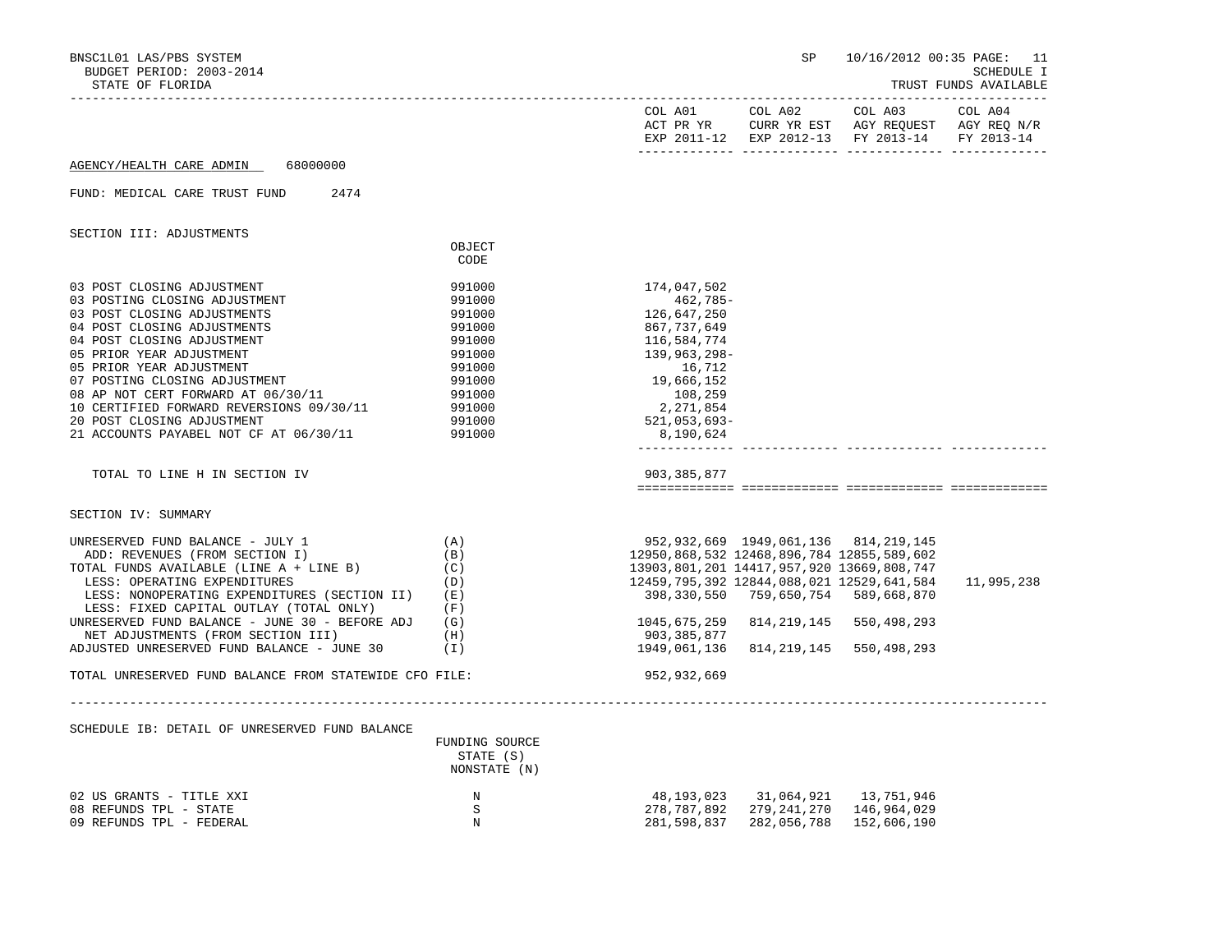BNSC1L01 LAS/PBS SYSTEM SP 10/16/2012 00:35 PAGE: 11
BUDGET PERIOD: 2003-2014 SCHEDULE I
STATE OF FLORIDA TRUST FUNDS AVAILABLE

AGENCY/HEALTH CARE ADMIN 68000000

FUND: MEDICAL CARE TRUST FUND 2474

## SECTION III: ADJUSTMENTS

| | OBJECT CODE | COL A01 ACT PR YR EXP 2011-12 | COL A02 CURR YR EST EXP 2012-13 | COL A03 AGY REQUEST FY 2013-14 | COL A04 AGY REQ N/R FY 2013-14 |
|---|---|---|---|---|---|
| 03 POST CLOSING ADJUSTMENT | 991000 | 174,047,502 | | | |
| 03 POSTING CLOSING ADJUSTMENT | 991000 | 462,785- | | | |
| 03 POST CLOSING ADJUSTMENTS | 991000 | 126,647,250 | | | |
| 04 POST CLOSING ADJUSTMENTS | 991000 | 867,737,649 | | | |
| 04 POST CLOSING ADJUSTMENT | 991000 | 116,584,774 | | | |
| 05 PRIOR YEAR ADJUSTMENT | 991000 | 139,963,298- | | | |
| 05 PRIOR YEAR ADJUSTMENT | 991000 | 16,712 | | | |
| 07 POSTING CLOSING ADJUSTMENT | 991000 | 19,666,152 | | | |
| 08 AP NOT CERT FORWARD AT 06/30/11 | 991000 | 108,259 | | | |
| 10 CERTIFIED FORWARD REVERSIONS 09/30/11 | 991000 | 2,271,854 | | | |
| 20 POST CLOSING ADJUSTMENT | 991000 | 521,053,693- | | | |
| 21 ACCOUNTS PAYABEL NOT CF AT 06/30/11 | 991000 | 8,190,624 | | | |
| TOTAL TO LINE H IN SECTION IV | | 903,385,877 | | | |

## SECTION IV: SUMMARY

| | | COL A01 | COL A02 | COL A03 | COL A04 |
|---|---|---|---|---|---|
| UNRESERVED FUND BALANCE - JULY 1 | (A) | 952,932,669 | 1949,061,136 | 814,219,145 | |
| ADD: REVENUES (FROM SECTION I) | (B) | 12950,868,532 | 12468,896,784 | 12855,589,602 | |
| TOTAL FUNDS AVAILABLE (LINE A + LINE B) | (C) | 13903,801,201 | 14417,957,920 | 13669,808,747 | |
| LESS: OPERATING EXPENDITURES | (D) | 12459,795,392 | 12844,088,021 | 12529,641,584 | 11,995,238 |
| LESS: NONOPERATING EXPENDITURES (SECTION II) | (E) | 398,330,550 | 759,650,754 | 589,668,870 | |
| LESS: FIXED CAPITAL OUTLAY (TOTAL ONLY) | (F) | | | | |
| UNRESERVED FUND BALANCE - JUNE 30 - BEFORE ADJ | (G) | 1045,675,259 | 814,219,145 | 550,498,293 | |
| NET ADJUSTMENTS (FROM SECTION III) | (H) | 903,385,877 | | | |
| ADJUSTED UNRESERVED FUND BALANCE - JUNE 30 | (I) | 1949,061,136 | 814,219,145 | 550,498,293 | |
| TOTAL UNRESERVED FUND BALANCE FROM STATEWIDE CFO FILE: | | 952,932,669 | | | |

## SCHEDULE IB: DETAIL OF UNRESERVED FUND BALANCE

| | FUNDING SOURCE STATE (S) NONSTATE (N) | COL A01 | COL A02 | COL A03 | COL A04 |
|---|---|---|---|---|---|
| 02 US GRANTS - TITLE XXI | N | 48,193,023 | 31,064,921 | 13,751,946 | |
| 08 REFUNDS TPL - STATE | S | 278,787,892 | 279,241,270 | 146,964,029 | |
| 09 REFUNDS TPL - FEDERAL | N | 281,598,837 | 282,056,788 | 152,606,190 | |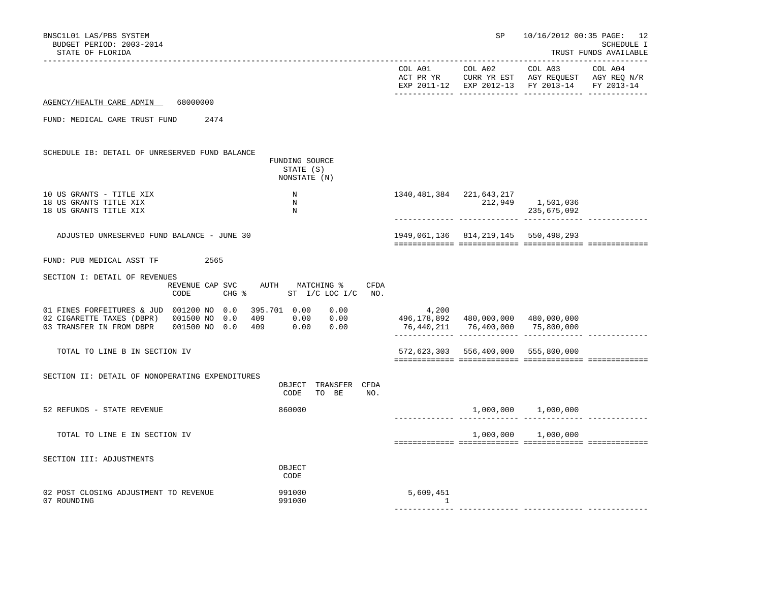BNSC1L01 LAS/PBS SYSTEM
BUDGET PERIOD: 2003-2014
STATE OF FLORIDA

SP 10/16/2012 00:35
SCHEDULE I
TRUST FUNDS AVAILABLE

| | COL A01 ACT PR YR EXP 2011-12 | COL A02 CURR YR EST EXP 2012-13 | COL A03 AGY REQUEST FY 2013-14 | COL A04 AGY REQ N/R FY 2013-14 |
|---|---|---|---|---|

AGENCY/HEALTH CARE ADMIN 68000000

FUND: MEDICAL CARE TRUST FUND 2474

SCHEDULE IB: DETAIL OF UNRESERVED FUND BALANCE

| | FUNDING SOURCE STATE (S) NONSTATE (N) | COL A01 | COL A02 | COL A03 | COL A04 |
|---|---|---|---|---|---|
| 10 US GRANTS - TITLE XIX | N | 1340,481,384 | 221,643,217 | | |
| 18 US GRANTS TITLE XIX | N | | 212,949 | 1,501,036 | |
| 18 US GRANTS TITLE XIX | N | | | 235,675,092 | |
| ADJUSTED UNRESERVED FUND BALANCE - JUNE 30 | | 1949,061,136 | 814,219,145 | 550,498,293 | |

FUND: PUB MEDICAL ASST TF 2565

SECTION I: DETAIL OF REVENUES

| | REVENUE CODE | CAP | SVC CHG % | AUTH | MATCHING % ST | I/C LOC I/C | CFDA NO. | COL A01 | COL A02 | COL A03 | COL A04 |
|---|---|---|---|---|---|---|---|---|---|---|---|
| 01 FINES FORFEITURES & JUD | 001200 | NO | 0.0 | 395.701 | 0.00 | 0.00 | | 4,200 | | | |
| 02 CIGARETTE TAXES (DBPR) | 001500 | NO | 0.0 | 409 | 0.00 | 0.00 | | 496,178,892 | 480,000,000 | 480,000,000 | |
| 03 TRANSFER IN FROM DBPR | 001500 | NO | 0.0 | 409 | 0.00 | 0.00 | | 76,440,211 | 76,400,000 | 75,800,000 | |
| TOTAL TO LINE B IN SECTION IV | | | | | | | | 572,623,303 | 556,400,000 | 555,800,000 | |

SECTION II: DETAIL OF NONOPERATING EXPENDITURES

| | OBJECT CODE | TRANSFER TO BE | CFDA NO. | COL A01 | COL A02 | COL A03 | COL A04 |
|---|---|---|---|---|---|---|---|
| 52 REFUNDS - STATE REVENUE | 860000 | | | | 1,000,000 | 1,000,000 | |
| TOTAL TO LINE E IN SECTION IV | | | | | 1,000,000 | 1,000,000 | |

SECTION III: ADJUSTMENTS

| | OBJECT CODE | COL A01 | COL A02 | COL A03 | COL A04 |
|---|---|---|---|---|---|
| 02 POST CLOSING ADJUSTMENT TO REVENUE | 991000 | 5,609,451 | | | |
| 07 ROUNDING | 991000 | 1 | | | |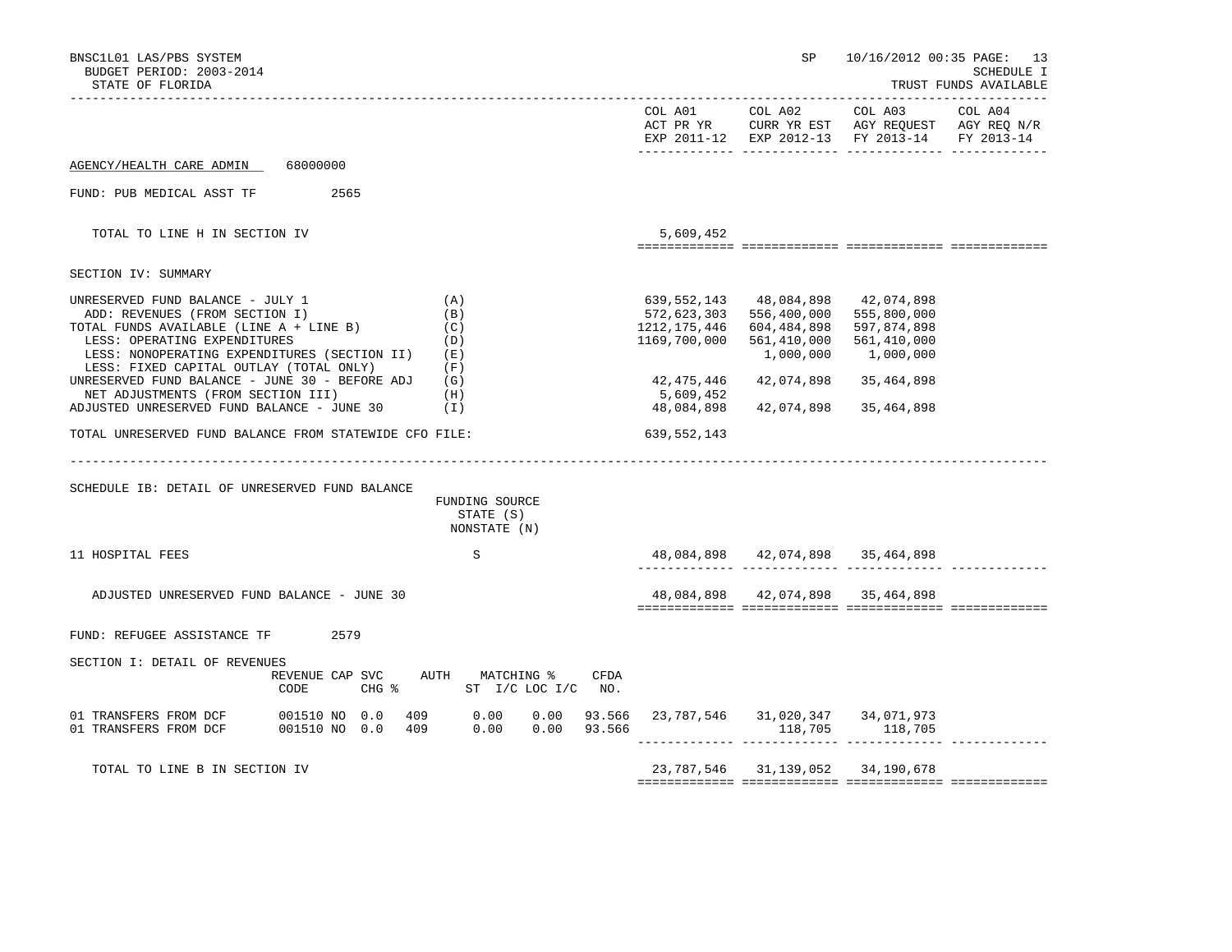| | COL A01 ACT PR YR EXP 2011-12 | COL A02 CURR YR EST EXP 2012-13 | COL A03 AGY REQUEST FY 2013-14 | COL A04 AGY REQ N/R FY 2013-14 |
|---|---|---|---|---|

AGENCY/HEALTH CARE ADMIN 68000000

FUND: PUB MEDICAL ASST TF 2565

| | COL A01 | COL A02 | COL A03 | COL A04 |
|---|---|---|---|---|
| TOTAL TO LINE H IN SECTION IV | 5,609,452 | | | |

SECTION IV: SUMMARY

| | | COL A01 | COL A02 | COL A03 | COL A04 |
|---|---|---|---|---|---|
| UNRESERVED FUND BALANCE - JULY 1 | (A) | 639,552,143 | 48,084,898 | 42,074,898 | |
| ADD: REVENUES (FROM SECTION I) | (B) | 572,623,303 | 556,400,000 | 555,800,000 | |
| TOTAL FUNDS AVAILABLE (LINE A + LINE B) | (C) | 1212,175,446 | 604,484,898 | 597,874,898 | |
| LESS: OPERATING EXPENDITURES | (D) | 1169,700,000 | 561,410,000 | 561,410,000 | |
| LESS: NONOPERATING EXPENDITURES (SECTION II) | (E) | | 1,000,000 | 1,000,000 | |
| LESS: FIXED CAPITAL OUTLAY (TOTAL ONLY) | (F) | | | | |
| UNRESERVED FUND BALANCE - JUNE 30 - BEFORE ADJ | (G) | 42,475,446 | 42,074,898 | 35,464,898 | |
| NET ADJUSTMENTS (FROM SECTION III) | (H) | 5,609,452 | | | |
| ADJUSTED UNRESERVED FUND BALANCE - JUNE 30 | (I) | 48,084,898 | 42,074,898 | 35,464,898 | |
| TOTAL UNRESERVED FUND BALANCE FROM STATEWIDE CFO FILE: | | 639,552,143 | | | |

SCHEDULE IB: DETAIL OF UNRESERVED FUND BALANCE

| | FUNDING SOURCE STATE (S) NONSTATE (N) | COL A01 | COL A02 | COL A03 | COL A04 |
|---|---|---|---|---|---|
| 11 HOSPITAL FEES | S | 48,084,898 | 42,074,898 | 35,464,898 | |
| ADJUSTED UNRESERVED FUND BALANCE - JUNE 30 | | 48,084,898 | 42,074,898 | 35,464,898 | |

FUND: REFUGEE ASSISTANCE TF 2579

SECTION I: DETAIL OF REVENUES

| | REVENUE CODE | CAP | SVC CHG % | AUTH | MATCHING % ST | I/C LOC I/C | CFDA NO. | COL A01 | COL A02 | COL A03 | COL A04 |
|---|---|---|---|---|---|---|---|---|---|---|---|
| 01 TRANSFERS FROM DCF | 001510 | NO | 0.0 | 409 | 0.00 | 0.00 | 93.566 | 23,787,546 | 31,020,347 | 34,071,973 | |
| 01 TRANSFERS FROM DCF | 001510 | NO | 0.0 | 409 | 0.00 | 0.00 | 93.566 | | 118,705 | 118,705 | |
| TOTAL TO LINE B IN SECTION IV | | | | | | | | 23,787,546 | 31,139,052 | 34,190,678 | |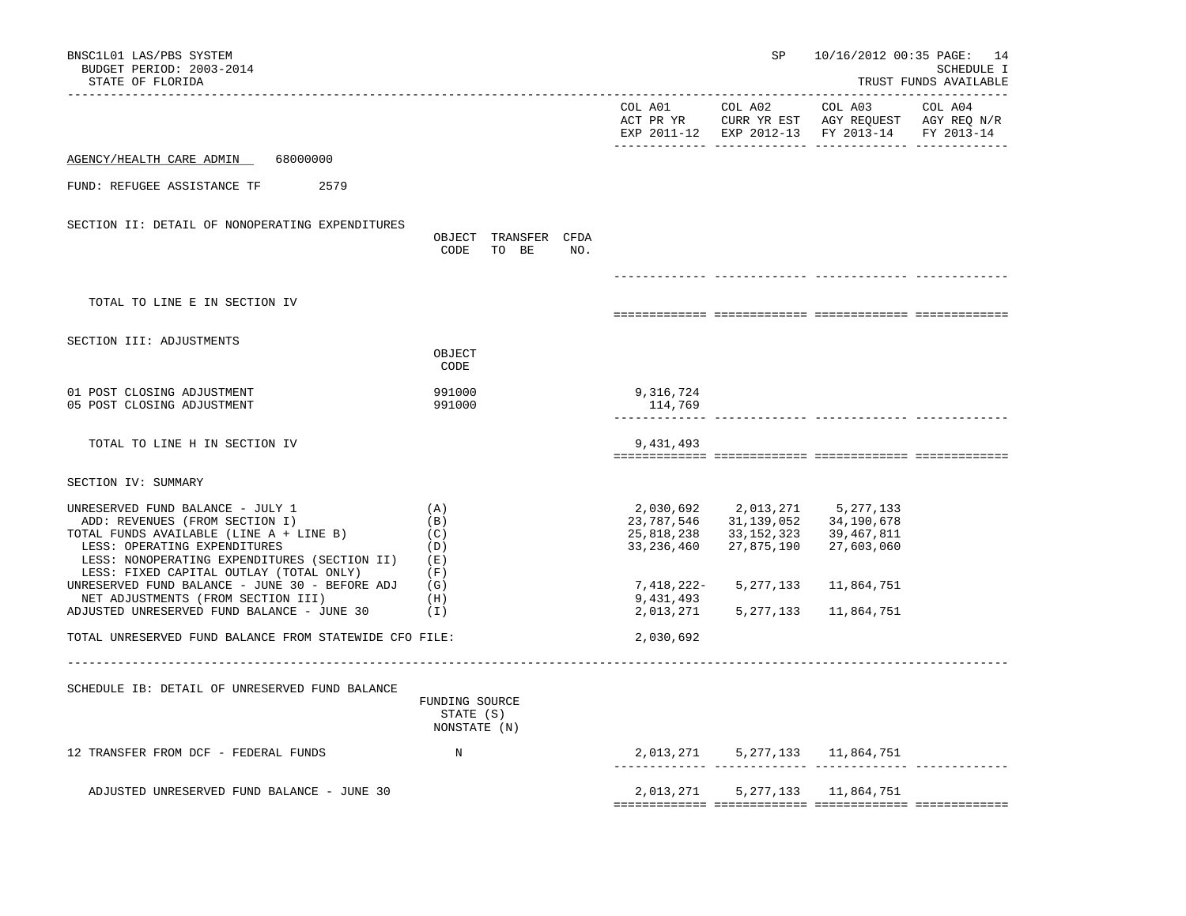BNSC1L01 LAS/PBS SYSTEM
BUDGET PERIOD: 2003-2014
STATE OF FLORIDA

SP 10/16/2012 00:35

SCHEDULE I
TRUST FUNDS AVAILABLE

AGENCY/HEALTH CARE ADMIN 68000000

FUND: REFUGEE ASSISTANCE TF 2579

## SECTION II: DETAIL OF NONOPERATING EXPENDITURES

| | OBJECT CODE | TRANSFER TO BE | CFDA NO. | COL A01 ACT PR YR EXP 2011-12 | COL A02 CURR YR EST EXP 2012-13 | COL A03 AGY REQUEST FY 2013-14 | COL A04 AGY REQ N/R FY 2013-14 |
|---|---|---|---|---|---|---|---|
| TOTAL TO LINE E IN SECTION IV | | | | | | | |

## SECTION III: ADJUSTMENTS

| | OBJECT CODE | COL A01 ACT PR YR EXP 2011-12 | COL A02 CURR YR EST EXP 2012-13 | COL A03 AGY REQUEST FY 2013-14 | COL A04 AGY REQ N/R FY 2013-14 |
|---|---|---|---|---|---|
| 01 POST CLOSING ADJUSTMENT | 991000 | 9,316,724 | | | |
| 05 POST CLOSING ADJUSTMENT | 991000 | 114,769 | | | |
| TOTAL TO LINE H IN SECTION IV | | 9,431,493 | | | |

## SECTION IV: SUMMARY

| | | COL A01 ACT PR YR EXP 2011-12 | COL A02 CURR YR EST EXP 2012-13 | COL A03 AGY REQUEST FY 2013-14 | COL A04 AGY REQ N/R FY 2013-14 |
|---|---|---|---|---|---|
| UNRESERVED FUND BALANCE - JULY 1 | (A) | 2,030,692 | 2,013,271 | 5,277,133 | |
| ADD: REVENUES (FROM SECTION I) | (B) | 23,787,546 | 31,139,052 | 34,190,678 | |
| TOTAL FUNDS AVAILABLE (LINE A + LINE B) | (C) | 25,818,238 | 33,152,323 | 39,467,811 | |
| LESS: OPERATING EXPENDITURES | (D) | 33,236,460 | 27,875,190 | 27,603,060 | |
| LESS: NONOPERATING EXPENDITURES (SECTION II) | (E) | | | | |
| LESS: FIXED CAPITAL OUTLAY (TOTAL ONLY) | (F) | | | | |
| UNRESERVED FUND BALANCE - JUNE 30 - BEFORE ADJ | (G) | 7,418,222- | 5,277,133 | 11,864,751 | |
| NET ADJUSTMENTS (FROM SECTION III) | (H) | 9,431,493 | | | |
| ADJUSTED UNRESERVED FUND BALANCE - JUNE 30 | (I) | 2,013,271 | 5,277,133 | 11,864,751 | |
| TOTAL UNRESERVED FUND BALANCE FROM STATEWIDE CFO FILE: | | 2,030,692 | | | |

## SCHEDULE IB: DETAIL OF UNRESERVED FUND BALANCE

| | FUNDING SOURCE STATE (S) NONSTATE (N) | COL A01 ACT PR YR EXP 2011-12 | COL A02 CURR YR EST EXP 2012-13 | COL A03 AGY REQUEST FY 2013-14 | COL A04 AGY REQ N/R FY 2013-14 |
|---|---|---|---|---|---|
| 12 TRANSFER FROM DCF - FEDERAL FUNDS | N | 2,013,271 | 5,277,133 | 11,864,751 | |
| ADJUSTED UNRESERVED FUND BALANCE - JUNE 30 | | 2,013,271 | 5,277,133 | 11,864,751 | |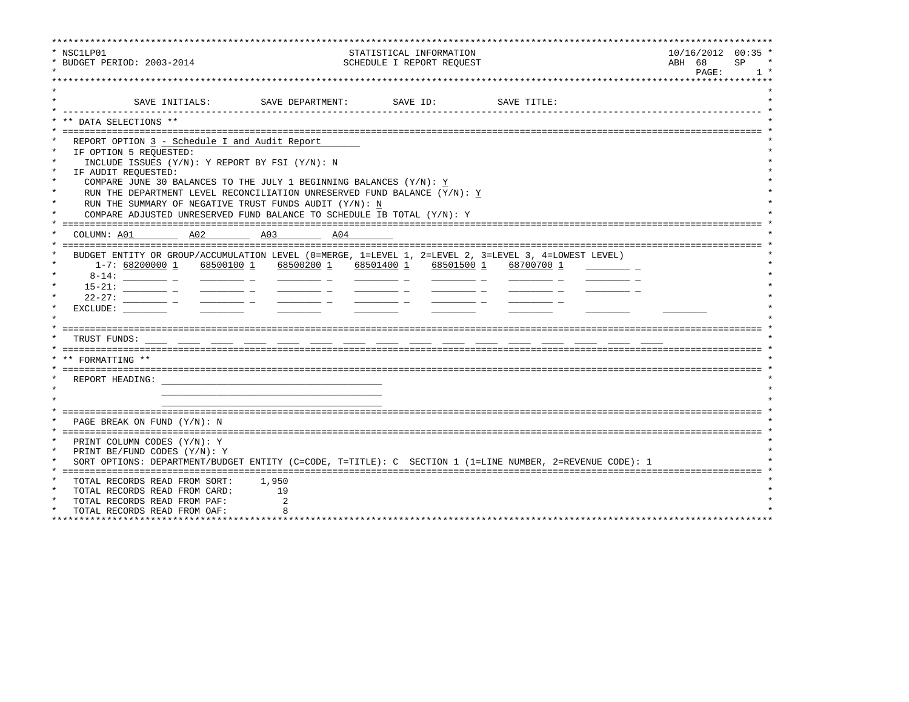```
*********************************************************************************************************************
* NSC1LP01                                        STATISTICAL INFORMATION                            10/16/2012  00:35 *
* BUDGET PERIOD: 2003-2014                      SCHEDULE I REPORT REQUEST                            ABH 68     SP    *
*                                                                                                         PAGE:      1 *
*********************************************************************************************************************
*                                                                                                                    *
*              SAVE INITIALS:         SAVE DEPARTMENT:       SAVE ID:          SAVE TITLE:                           *
* ------------------------------------------------------------------------------------------------------------------ *
* ** DATA SELECTIONS **                                                                                              *
* ================================================================================================================== *
*   REPORT OPTION 3 - Schedule I and Audit Report                                                                    *
*   IF OPTION 5 REQUESTED:                                                                                           *
*     INCLUDE ISSUES (Y/N): Y REPORT BY FSI (Y/N): N                                                                 *
*   IF AUDIT REQUESTED:                                                                                              *
*     COMPARE JUNE 30 BALANCES TO THE JULY 1 BEGINNING BALANCES (Y/N): Y                                             *
*     RUN THE DEPARTMENT LEVEL RECONCILIATION UNRESERVED FUND BALANCE (Y/N): Y                                       *
*     RUN THE SUMMARY OF NEGATIVE TRUST FUNDS AUDIT (Y/N): N                                                         *
*     COMPARE ADJUSTED UNRESERVED FUND BALANCE TO SCHEDULE IB TOTAL (Y/N): Y                                         *
* ================================================================================================================== *
*   COLUMN: A01          A02          A03          A04                                                               *
* ================================================================================================================== *
*   BUDGET ENTITY OR GROUP/ACCUMULATION LEVEL (0=MERGE, 1=LEVEL 1, 2=LEVEL 2, 3=LEVEL 3, 4=LOWEST LEVEL)             *
*       1-7: 68200000 1    68500100 1    68500200 1    68501400 1    68501500 1    68700700 1    ________ _          *
*      8-14: ________ _    ________ _    ________ _    ________ _    ________ _    ________ _    ________ _          *
*     15-21: ________ _    ________ _    ________ _    ________ _    ________ _    ________ _    ________ _          *
*     22-27: ________ _    ________ _    ________ _    ________ _    ________ _    ________ _                        *
*   EXCLUDE: ________      ________      ________      ________      ________      ________      ________   ________ *
*                                                                                                                    *
* ================================================================================================================== *
*   TRUST FUNDS: ____  ____  ____  ____  ____  ____  ____  ____  ____  ____  ____  ____  ____  ____  ____  ____      *
* ================================================================================================================== *
* ** FORMATTING **                                                                                                   *
* ================================================================================================================== *
*   REPORT HEADING: ________________________________________                                                         *
*                   ________________________________________                                                         *
*                   ________________________________________                                                         *
* ================================================================================================================== *
*   PAGE BREAK ON FUND (Y/N): N                                                                                      *
* ================================================================================================================== *
*   PRINT COLUMN CODES (Y/N): Y                                                                                      *
*   PRINT BE/FUND CODES (Y/N): Y                                                                                     *
*   SORT OPTIONS: DEPARTMENT/BUDGET ENTITY (C=CODE, T=TITLE): C  SECTION 1 (1=LINE NUMBER, 2=REVENUE CODE): 1        *
* ================================================================================================================== *
*   TOTAL RECORDS READ FROM SORT:     1,950                                                                          *
*   TOTAL RECORDS READ FROM CARD:        19                                                                          *
*   TOTAL RECORDS READ FROM PAF:          2                                                                          *
*   TOTAL RECORDS READ FROM OAF:          8                                                                          *
*********************************************************************************************************************
```